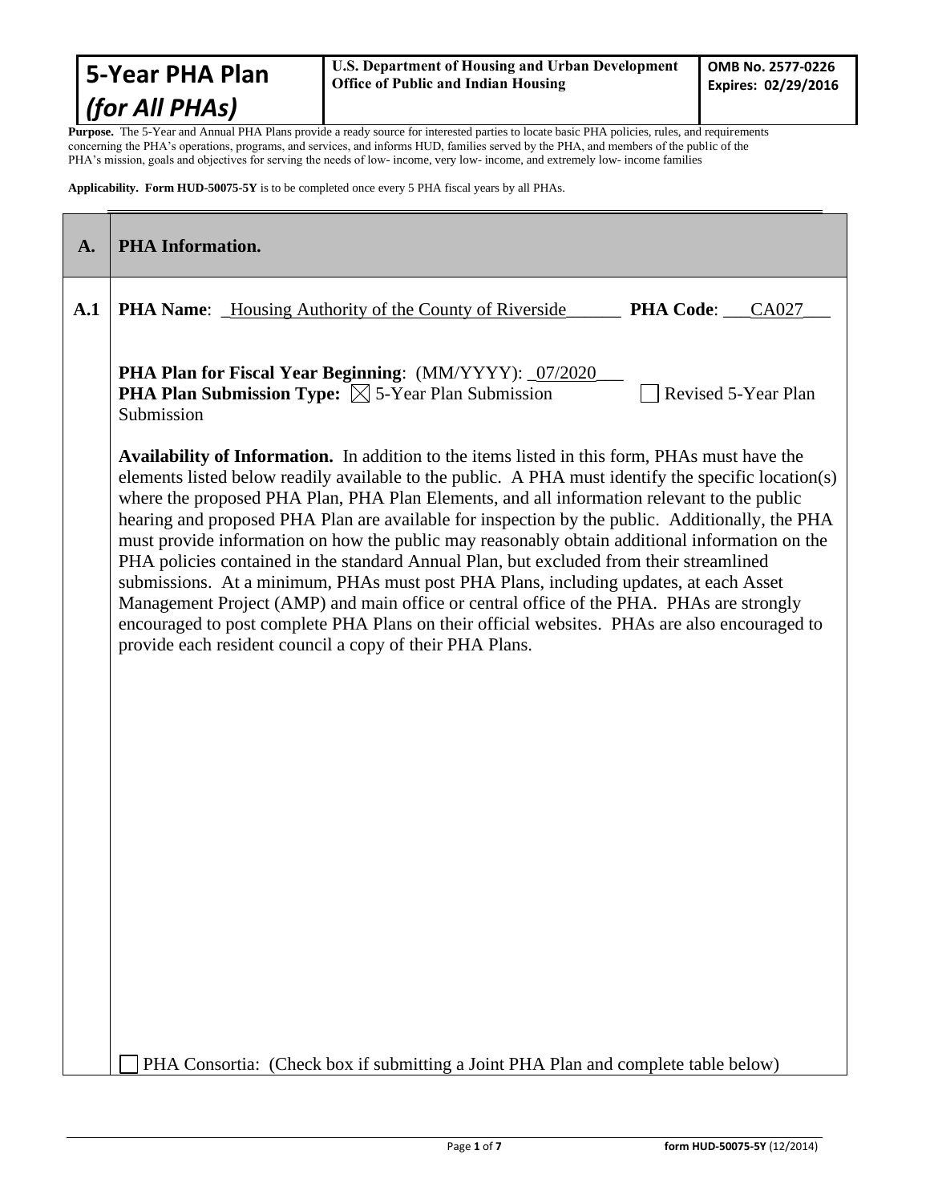# 5-Year PHA Plan *(for All PHAs)*

**U.S. Department of Housing and Urban Development**
**Office of Public and Indian Housing**

**OMB No. 2577-0226**
**Expires: 02/29/2016**

**Purpose.** The 5-Year and Annual PHA Plans provide a ready source for interested parties to locate basic PHA policies, rules, and requirements concerning the PHA's operations, programs, and services, and informs HUD, families served by the PHA, and members of the public of the PHA's mission, goals and objectives for serving the needs of low- income, very low- income, and extremely low- income families

**Applicability. Form HUD-50075-5Y** is to be completed once every 5 PHA fiscal years by all PHAs.

| | |
|---|---|
| **A.** | **PHA Information.** |
| **A.1** | **PHA Name**: _Housing Authority of the County of Riverside______ **PHA Code**: ___CA027___<br><br>**PHA Plan for Fiscal Year Beginning**: (MM/YYYY): _07/2020___<br>**PHA Plan Submission Type:** ☒ 5-Year Plan Submission ☐ Revised 5-Year Plan Submission<br><br>**Availability of Information.** In addition to the items listed in this form, PHAs must have the elements listed below readily available to the public. A PHA must identify the specific location(s) where the proposed PHA Plan, PHA Plan Elements, and all information relevant to the public hearing and proposed PHA Plan are available for inspection by the public. Additionally, the PHA must provide information on how the public may reasonably obtain additional information on the PHA policies contained in the standard Annual Plan, but excluded from their streamlined submissions. At a minimum, PHAs must post PHA Plans, including updates, at each Asset Management Project (AMP) and main office or central office of the PHA. PHAs are strongly encouraged to post complete PHA Plans on their official websites. PHAs are also encouraged to provide each resident council a copy of their PHA Plans.<br><br>☐ PHA Consortia: (Check box if submitting a Joint PHA Plan and complete table below) |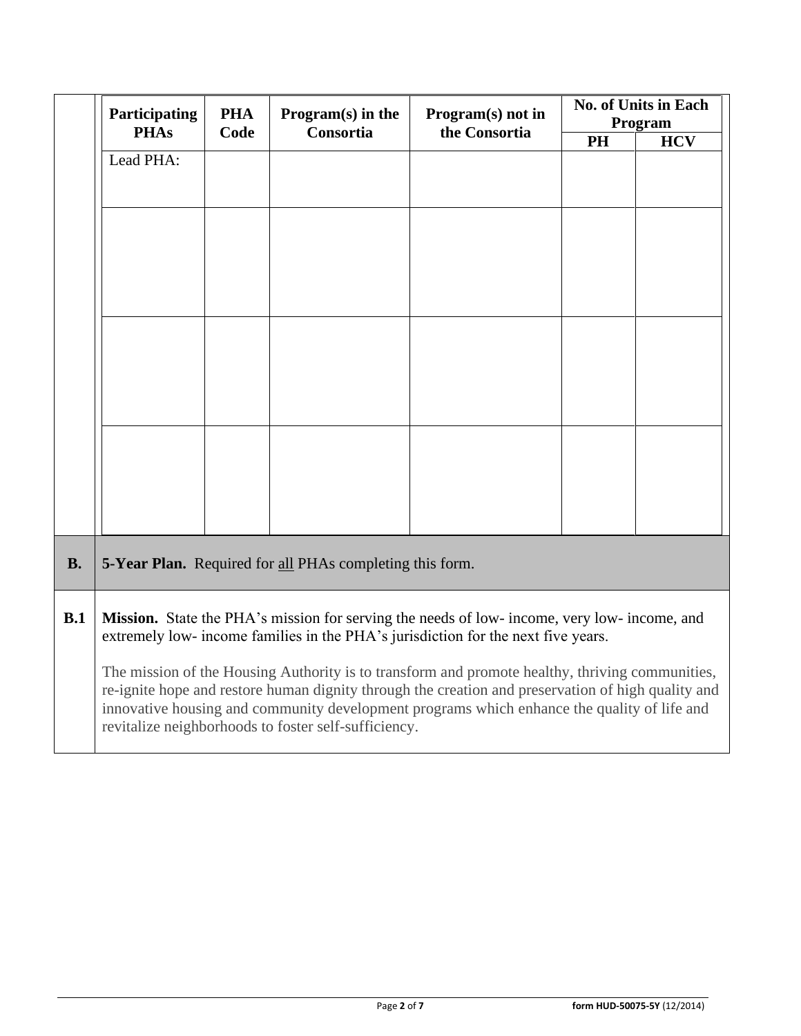| Participating PHAs | PHA Code | Program(s) in the Consortia | Program(s) not in the Consortia | No. of Units in Each Program | |
|---|---|---|---|---|---|
| | | | | PH | HCV |
| Lead PHA: | | | | | |
| | | | | | |
| | | | | | |
| | | | | | |

**B.** **5-Year Plan.** Required for all PHAs completing this form.

**B.1** **Mission.** State the PHA's mission for serving the needs of low- income, very low- income, and extremely low- income families in the PHA's jurisdiction for the next five years.

The mission of the Housing Authority is to transform and promote healthy, thriving communities, re-ignite hope and restore human dignity through the creation and preservation of high quality and innovative housing and community development programs which enhance the quality of life and revitalize neighborhoods to foster self-sufficiency.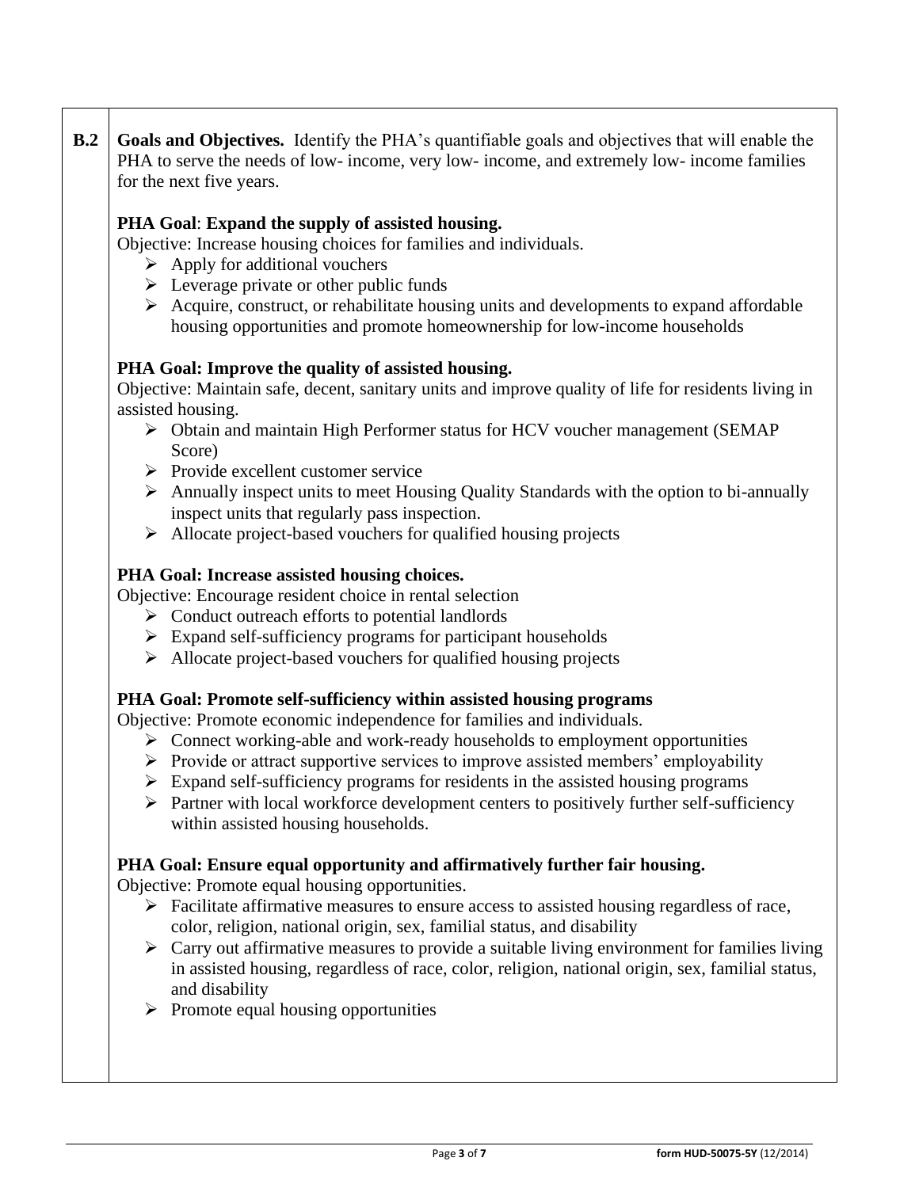**B.2** **Goals and Objectives.** Identify the PHA's quantifiable goals and objectives that will enable the PHA to serve the needs of low- income, very low- income, and extremely low- income families for the next five years.

**PHA Goal**: **Expand the supply of assisted housing.**

Objective: Increase housing choices for families and individuals.

- Apply for additional vouchers
- Leverage private or other public funds
- Acquire, construct, or rehabilitate housing units and developments to expand affordable housing opportunities and promote homeownership for low-income households

**PHA Goal: Improve the quality of assisted housing.**

Objective: Maintain safe, decent, sanitary units and improve quality of life for residents living in assisted housing.

- Obtain and maintain High Performer status for HCV voucher management (SEMAP Score)
- Provide excellent customer service
- Annually inspect units to meet Housing Quality Standards with the option to bi-annually inspect units that regularly pass inspection.
- Allocate project-based vouchers for qualified housing projects

**PHA Goal: Increase assisted housing choices.**

Objective: Encourage resident choice in rental selection

- Conduct outreach efforts to potential landlords
- Expand self-sufficiency programs for participant households
- Allocate project-based vouchers for qualified housing projects

**PHA Goal: Promote self-sufficiency within assisted housing programs**

Objective: Promote economic independence for families and individuals.

- Connect working-able and work-ready households to employment opportunities
- Provide or attract supportive services to improve assisted members' employability
- Expand self-sufficiency programs for residents in the assisted housing programs
- Partner with local workforce development centers to positively further self-sufficiency within assisted housing households.

**PHA Goal: Ensure equal opportunity and affirmatively further fair housing.**

Objective: Promote equal housing opportunities.

- Facilitate affirmative measures to ensure access to assisted housing regardless of race, color, religion, national origin, sex, familial status, and disability
- Carry out affirmative measures to provide a suitable living environment for families living in assisted housing, regardless of race, color, religion, national origin, sex, familial status, and disability
- Promote equal housing opportunities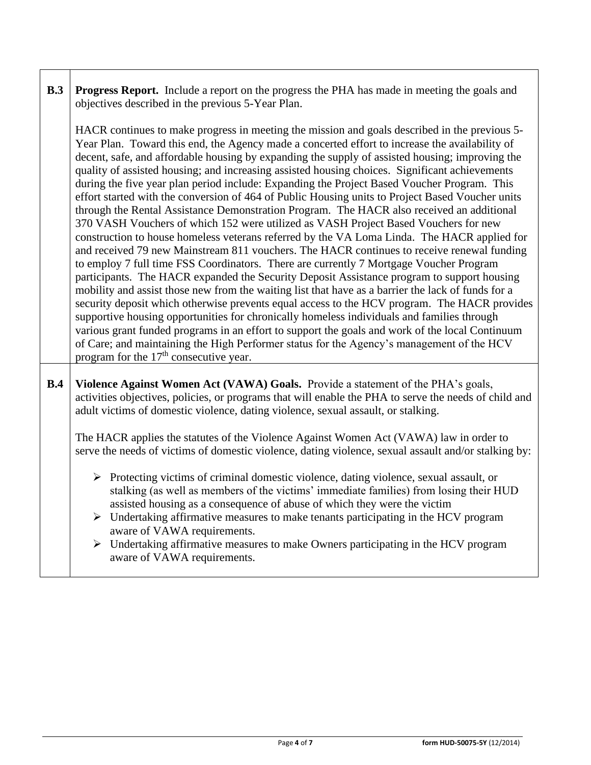| | |
|---|---|
| **B.3** | **Progress Report.** Include a report on the progress the PHA has made in meeting the goals and objectives described in the previous 5-Year Plan.<br><br>HACR continues to make progress in meeting the mission and goals described in the previous 5-Year Plan. Toward this end, the Agency made a concerted effort to increase the availability of decent, safe, and affordable housing by expanding the supply of assisted housing; improving the quality of assisted housing; and increasing assisted housing choices. Significant achievements during the five year plan period include: Expanding the Project Based Voucher Program. This effort started with the conversion of 464 of Public Housing units to Project Based Voucher units through the Rental Assistance Demonstration Program. The HACR also received an additional 370 VASH Vouchers of which 152 were utilized as VASH Project Based Vouchers for new construction to house homeless veterans referred by the VA Loma Linda. The HACR applied for and received 79 new Mainstream 811 vouchers. The HACR continues to receive renewal funding to employ 7 full time FSS Coordinators. There are currently 7 Mortgage Voucher Program participants. The HACR expanded the Security Deposit Assistance program to support housing mobility and assist those new from the waiting list that have as a barrier the lack of funds for a security deposit which otherwise prevents equal access to the HCV program. The HACR provides supportive housing opportunities for chronically homeless individuals and families through various grant funded programs in an effort to support the goals and work of the local Continuum of Care; and maintaining the High Performer status for the Agency's management of the HCV program for the 17th consecutive year. |
| **B.4** | **Violence Against Women Act (VAWA) Goals.** Provide a statement of the PHA's goals, activities objectives, policies, or programs that will enable the PHA to serve the needs of child and adult victims of domestic violence, dating violence, sexual assault, or stalking.<br><br>The HACR applies the statutes of the Violence Against Women Act (VAWA) law in order to serve the needs of victims of domestic violence, dating violence, sexual assault and/or stalking by:<br><br>➢ Protecting victims of criminal domestic violence, dating violence, sexual assault, or stalking (as well as members of the victims' immediate families) from losing their HUD assisted housing as a consequence of abuse of which they were the victim<br>➢ Undertaking affirmative measures to make tenants participating in the HCV program aware of VAWA requirements.<br>➢ Undertaking affirmative measures to make Owners participating in the HCV program aware of VAWA requirements. |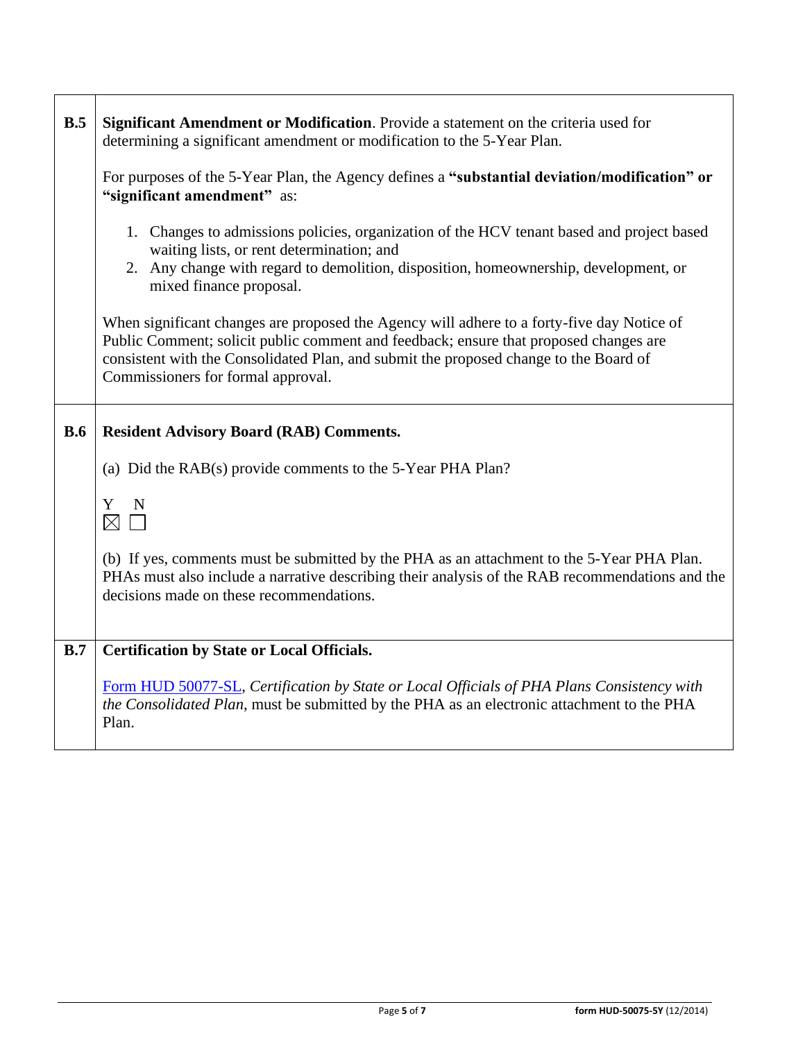| | |
|---|---|
| **B.5** | **Significant Amendment or Modification**. Provide a statement on the criteria used for determining a significant amendment or modification to the 5-Year Plan.<br><br>For purposes of the 5-Year Plan, the Agency defines a **"substantial deviation/modification" or "significant amendment"** as:<br><br>1. Changes to admissions policies, organization of the HCV tenant based and project based waiting lists, or rent determination; and<br>2. Any change with regard to demolition, disposition, homeownership, development, or mixed finance proposal.<br><br>When significant changes are proposed the Agency will adhere to a forty-five day Notice of Public Comment; solicit public comment and feedback; ensure that proposed changes are consistent with the Consolidated Plan, and submit the proposed change to the Board of Commissioners for formal approval. |
| **B.6** | **Resident Advisory Board (RAB) Comments.**<br><br>(a) Did the RAB(s) provide comments to the 5-Year PHA Plan?<br><br>Y N<br>☒ ☐<br><br>(b) If yes, comments must be submitted by the PHA as an attachment to the 5-Year PHA Plan. PHAs must also include a narrative describing their analysis of the RAB recommendations and the decisions made on these recommendations. |
| **B.7** | **Certification by State or Local Officials.**<br><br>Form HUD 50077-SL, *Certification by State or Local Officials of PHA Plans Consistency with the Consolidated Plan*, must be submitted by the PHA as an electronic attachment to the PHA Plan. |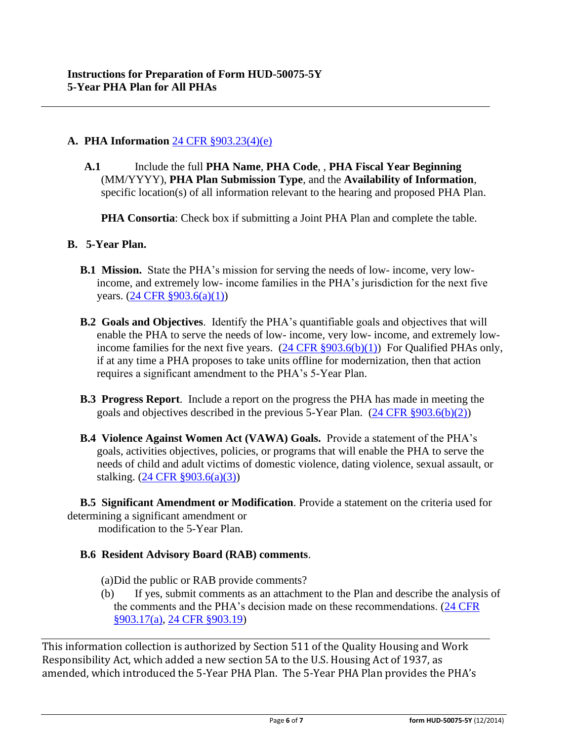**Instructions for Preparation of Form HUD-50075-5Y**
**5-Year PHA Plan for All PHAs**

---

## A. PHA Information [24 CFR §903.23(4)(e)](#)

**A.1** Include the full **PHA Name**, **PHA Code**, , **PHA Fiscal Year Beginning** (MM/YYYY), **PHA Plan Submission Type**, and the **Availability of Information**, specific location(s) of all information relevant to the hearing and proposed PHA Plan.

**PHA Consortia**: Check box if submitting a Joint PHA Plan and complete the table.

## B. 5-Year Plan.

**B.1 Mission.** State the PHA's mission for serving the needs of low- income, very low- income, and extremely low- income families in the PHA's jurisdiction for the next five years. ([24 CFR §903.6(a)(1)](#))

**B.2 Goals and Objectives**. Identify the PHA's quantifiable goals and objectives that will enable the PHA to serve the needs of low- income, very low- income, and extremely low-income families for the next five years. ([24 CFR §903.6(b)(1)](#)) For Qualified PHAs only, if at any time a PHA proposes to take units offline for modernization, then that action requires a significant amendment to the PHA's 5-Year Plan.

**B.3 Progress Report**. Include a report on the progress the PHA has made in meeting the goals and objectives described in the previous 5-Year Plan. ([24 CFR §903.6(b)(2)](#))

**B.4 Violence Against Women Act (VAWA) Goals.** Provide a statement of the PHA's goals, activities objectives, policies, or programs that will enable the PHA to serve the needs of child and adult victims of domestic violence, dating violence, sexual assault, or stalking. ([24 CFR §903.6(a)(3)](#))

**B.5 Significant Amendment or Modification**. Provide a statement on the criteria used for determining a significant amendment or modification to the 5-Year Plan.

**B.6 Resident Advisory Board (RAB) comments**.

(a) Did the public or RAB provide comments?

(b) If yes, submit comments as an attachment to the Plan and describe the analysis of the comments and the PHA's decision made on these recommendations. ([24 CFR §903.17(a)](#), [24 CFR §903.19](#))

---

This information collection is authorized by Section 511 of the Quality Housing and Work Responsibility Act, which added a new section 5A to the U.S. Housing Act of 1937, as amended, which introduced the 5-Year PHA Plan. The 5-Year PHA Plan provides the PHA's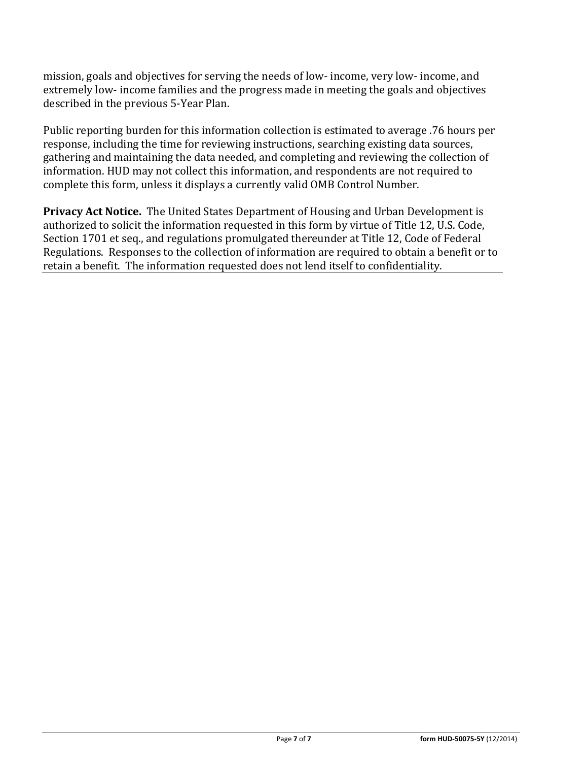mission, goals and objectives for serving the needs of low- income, very low- income, and extremely low- income families and the progress made in meeting the goals and objectives described in the previous 5-Year Plan.

Public reporting burden for this information collection is estimated to average .76 hours per response, including the time for reviewing instructions, searching existing data sources, gathering and maintaining the data needed, and completing and reviewing the collection of information. HUD may not collect this information, and respondents are not required to complete this form, unless it displays a currently valid OMB Control Number.

**Privacy Act Notice.** The United States Department of Housing and Urban Development is authorized to solicit the information requested in this form by virtue of Title 12, U.S. Code, Section 1701 et seq., and regulations promulgated thereunder at Title 12, Code of Federal Regulations. Responses to the collection of information are required to obtain a benefit or to retain a benefit. The information requested does not lend itself to confidentiality.